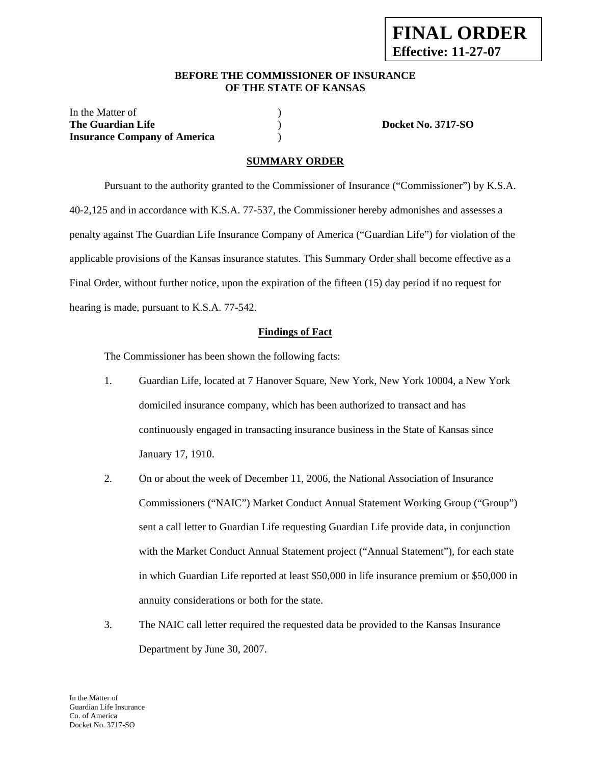**FINAL ORDER**
**Effective: 11-27-07**

**BEFORE THE COMMISSIONER OF INSURANCE**
**OF THE STATE OF KANSAS**

| In the Matter of | ) | |
|---|---|---|
| **The Guardian Life** | ) | **Docket No. 3717-SO** |
| **Insurance Company of America** | ) | |

## SUMMARY ORDER

Pursuant to the authority granted to the Commissioner of Insurance ("Commissioner") by K.S.A. 40-2,125 and in accordance with K.S.A. 77-537, the Commissioner hereby admonishes and assesses a penalty against The Guardian Life Insurance Company of America ("Guardian Life") for violation of the applicable provisions of the Kansas insurance statutes. This Summary Order shall become effective as a Final Order, without further notice, upon the expiration of the fifteen (15) day period if no request for hearing is made, pursuant to K.S.A. 77-542.

### Findings of Fact

The Commissioner has been shown the following facts:

1. Guardian Life, located at 7 Hanover Square, New York, New York 10004, a New York domiciled insurance company, which has been authorized to transact and has continuously engaged in transacting insurance business in the State of Kansas since January 17, 1910.

2. On or about the week of December 11, 2006, the National Association of Insurance Commissioners ("NAIC") Market Conduct Annual Statement Working Group ("Group") sent a call letter to Guardian Life requesting Guardian Life provide data, in conjunction with the Market Conduct Annual Statement project ("Annual Statement"), for each state in which Guardian Life reported at least $50,000 in life insurance premium or $50,000 in annuity considerations or both for the state.

3. The NAIC call letter required the requested data be provided to the Kansas Insurance Department by June 30, 2007.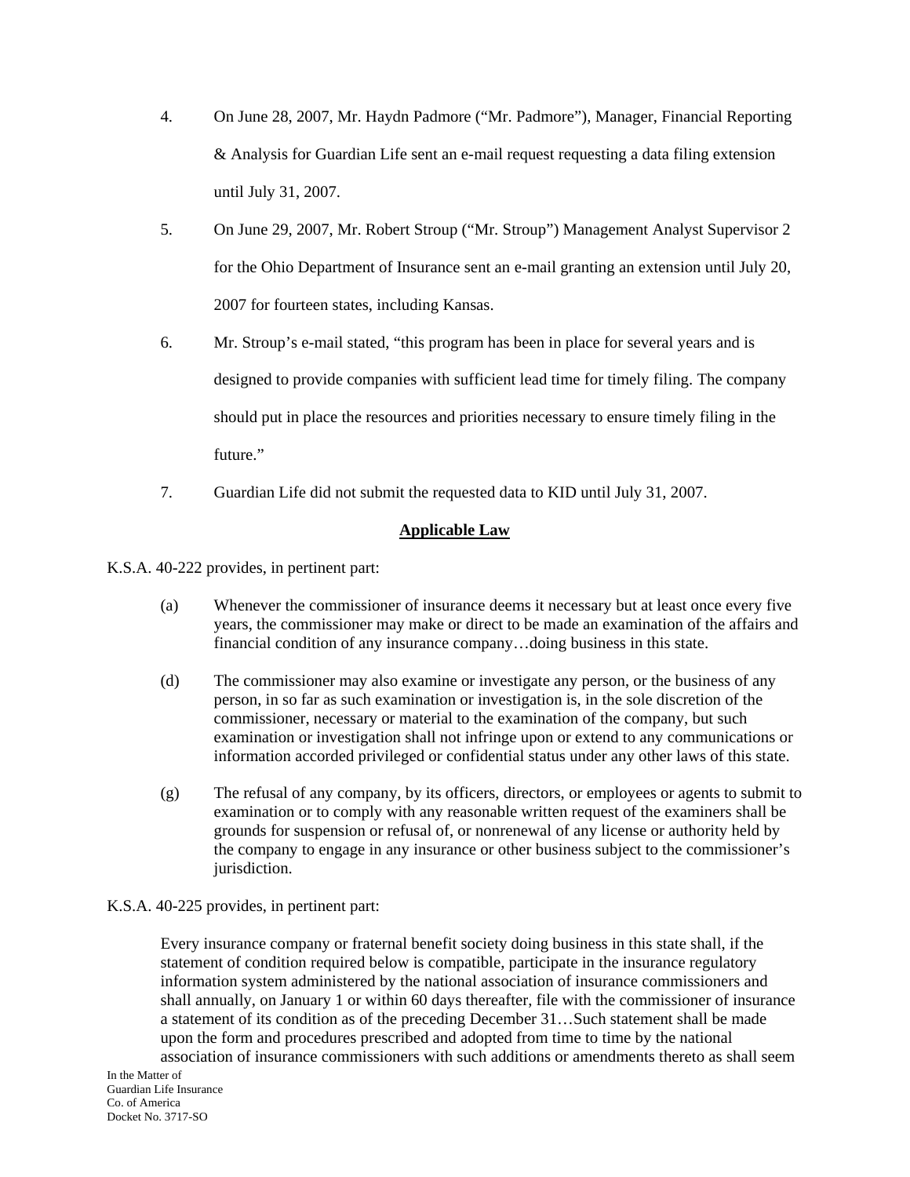4. On June 28, 2007, Mr. Haydn Padmore ("Mr. Padmore"), Manager, Financial Reporting & Analysis for Guardian Life sent an e-mail request requesting a data filing extension until July 31, 2007.

5. On June 29, 2007, Mr. Robert Stroup ("Mr. Stroup") Management Analyst Supervisor 2 for the Ohio Department of Insurance sent an e-mail granting an extension until July 20, 2007 for fourteen states, including Kansas.

6. Mr. Stroup's e-mail stated, "this program has been in place for several years and is designed to provide companies with sufficient lead time for timely filing. The company should put in place the resources and priorities necessary to ensure timely filing in the future."

7. Guardian Life did not submit the requested data to KID until July 31, 2007.

## Applicable Law

K.S.A. 40-222 provides, in pertinent part:

> (a) Whenever the commissioner of insurance deems it necessary but at least once every five years, the commissioner may make or direct to be made an examination of the affairs and financial condition of any insurance company…doing business in this state.
>
> (d) The commissioner may also examine or investigate any person, or the business of any person, in so far as such examination or investigation is, in the sole discretion of the commissioner, necessary or material to the examination of the company, but such examination or investigation shall not infringe upon or extend to any communications or information accorded privileged or confidential status under any other laws of this state.
>
> (g) The refusal of any company, by its officers, directors, or employees or agents to submit to examination or to comply with any reasonable written request of the examiners shall be grounds for suspension or refusal of, or nonrenewal of any license or authority held by the company to engage in any insurance or other business subject to the commissioner's jurisdiction.

K.S.A. 40-225 provides, in pertinent part:

> Every insurance company or fraternal benefit society doing business in this state shall, if the statement of condition required below is compatible, participate in the insurance regulatory information system administered by the national association of insurance commissioners and shall annually, on January 1 or within 60 days thereafter, file with the commissioner of insurance a statement of its condition as of the preceding December 31…Such statement shall be made upon the form and procedures prescribed and adopted from time to time by the national association of insurance commissioners with such additions or amendments thereto as shall seem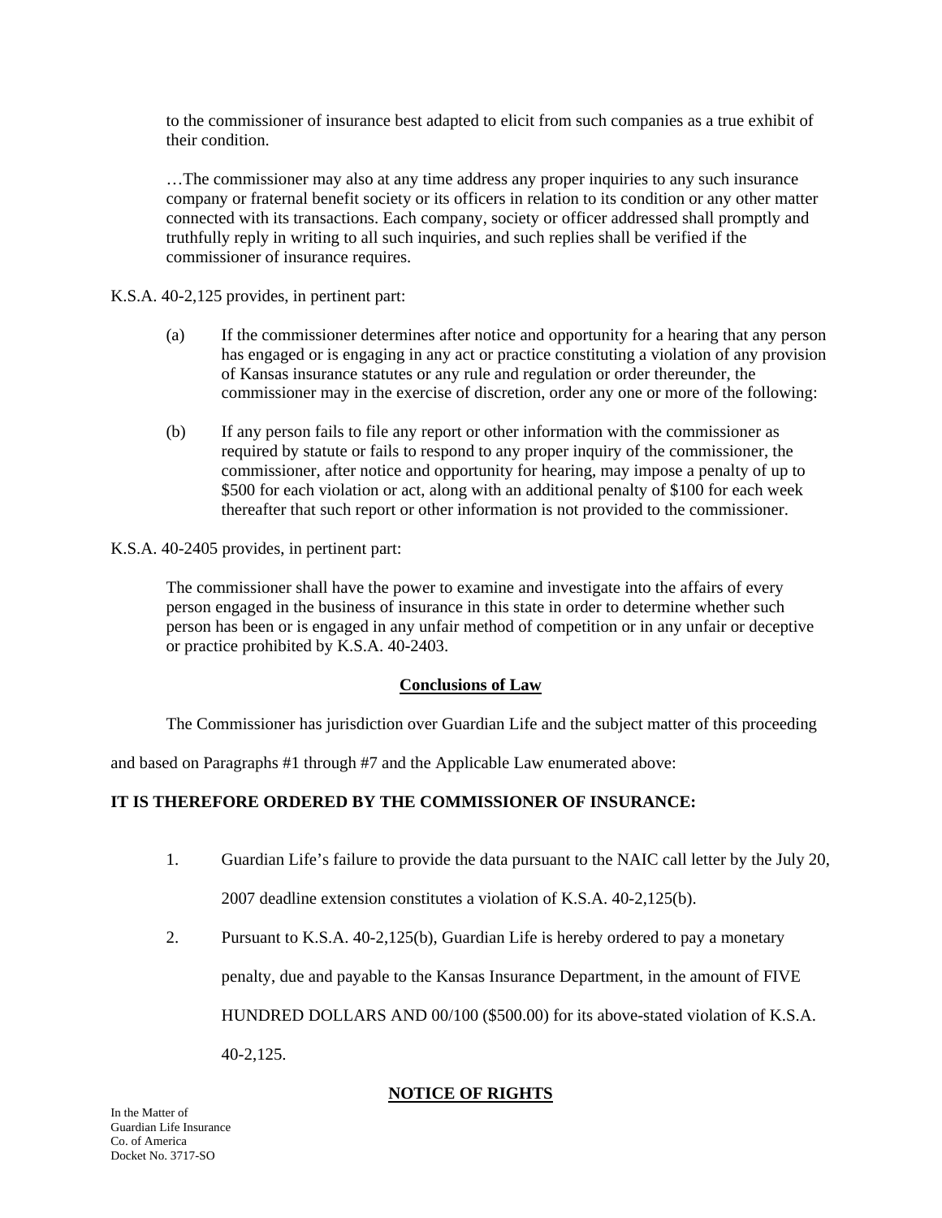to the commissioner of insurance best adapted to elicit from such companies as a true exhibit of their condition.

…The commissioner may also at any time address any proper inquiries to any such insurance company or fraternal benefit society or its officers in relation to its condition or any other matter connected with its transactions. Each company, society or officer addressed shall promptly and truthfully reply in writing to all such inquiries, and such replies shall be verified if the commissioner of insurance requires.

K.S.A. 40-2,125 provides, in pertinent part:

(a) If the commissioner determines after notice and opportunity for a hearing that any person has engaged or is engaging in any act or practice constituting a violation of any provision of Kansas insurance statutes or any rule and regulation or order thereunder, the commissioner may in the exercise of discretion, order any one or more of the following:

(b) If any person fails to file any report or other information with the commissioner as required by statute or fails to respond to any proper inquiry of the commissioner, the commissioner, after notice and opportunity for hearing, may impose a penalty of up to \$500 for each violation or act, along with an additional penalty of \$100 for each week thereafter that such report or other information is not provided to the commissioner.

K.S.A. 40-2405 provides, in pertinent part:

The commissioner shall have the power to examine and investigate into the affairs of every person engaged in the business of insurance in this state in order to determine whether such person has been or is engaged in any unfair method of competition or in any unfair or deceptive or practice prohibited by K.S.A. 40-2403.

## Conclusions of Law

The Commissioner has jurisdiction over Guardian Life and the subject matter of this proceeding and based on Paragraphs #1 through #7 and the Applicable Law enumerated above:

**IT IS THEREFORE ORDERED BY THE COMMISSIONER OF INSURANCE:**

1. Guardian Life's failure to provide the data pursuant to the NAIC call letter by the July 20, 2007 deadline extension constitutes a violation of K.S.A. 40-2,125(b).

2. Pursuant to K.S.A. 40-2,125(b), Guardian Life is hereby ordered to pay a monetary penalty, due and payable to the Kansas Insurance Department, in the amount of FIVE HUNDRED DOLLARS AND 00/100 (\$500.00) for its above-stated violation of K.S.A. 40-2,125.

## NOTICE OF RIGHTS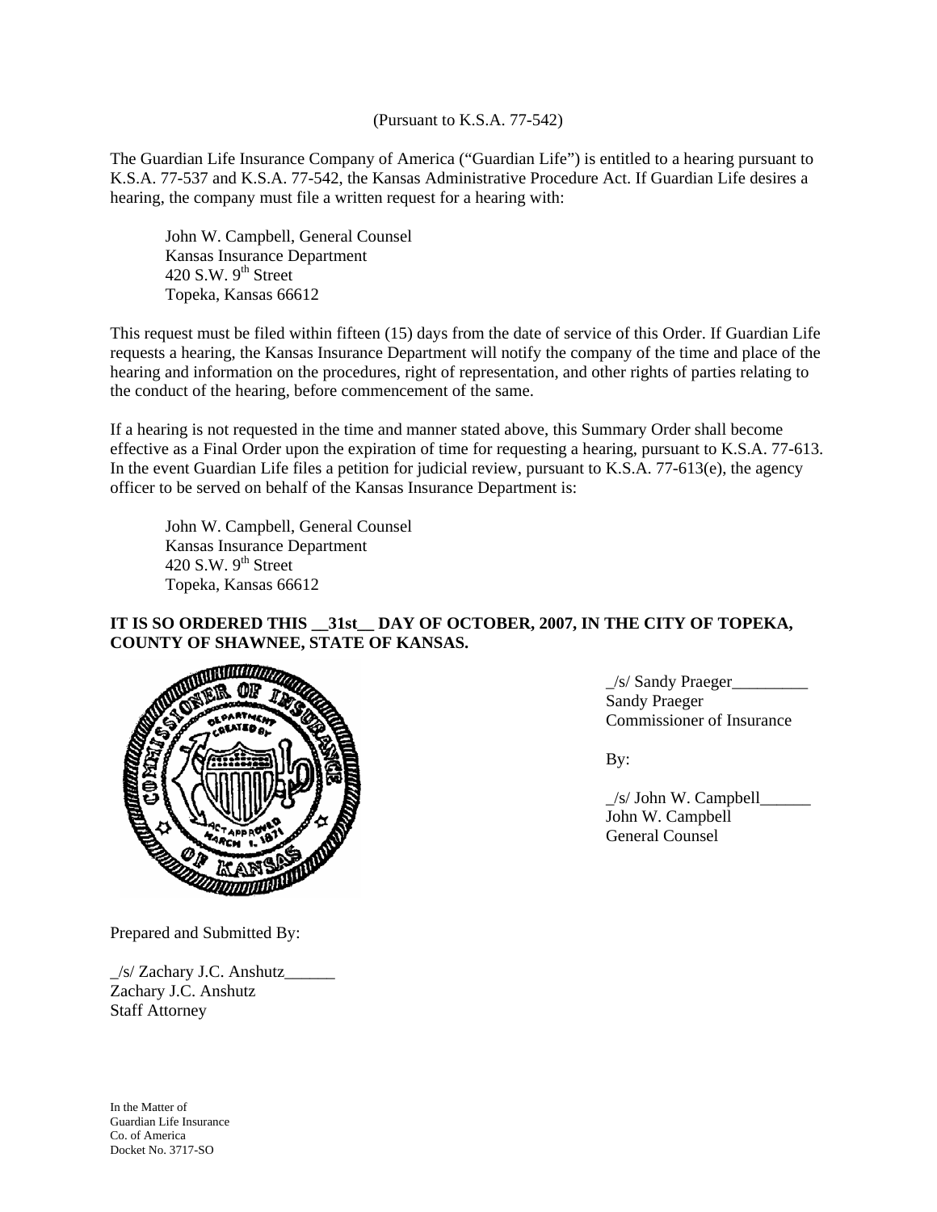(Pursuant to K.S.A. 77-542)

The Guardian Life Insurance Company of America ("Guardian Life") is entitled to a hearing pursuant to K.S.A. 77-537 and K.S.A. 77-542, the Kansas Administrative Procedure Act. If Guardian Life desires a hearing, the company must file a written request for a hearing with:

John W. Campbell, General Counsel
Kansas Insurance Department
420 S.W. 9th Street
Topeka, Kansas 66612

This request must be filed within fifteen (15) days from the date of service of this Order. If Guardian Life requests a hearing, the Kansas Insurance Department will notify the company of the time and place of the hearing and information on the procedures, right of representation, and other rights of parties relating to the conduct of the hearing, before commencement of the same.

If a hearing is not requested in the time and manner stated above, this Summary Order shall become effective as a Final Order upon the expiration of time for requesting a hearing, pursuant to K.S.A. 77-613. In the event Guardian Life files a petition for judicial review, pursuant to K.S.A. 77-613(e), the agency officer to be served on behalf of the Kansas Insurance Department is:

John W. Campbell, General Counsel
Kansas Insurance Department
420 S.W. 9th Street
Topeka, Kansas 66612

**IT IS SO ORDERED THIS __31st__ DAY OF OCTOBER, 2007, IN THE CITY OF TOPEKA, COUNTY OF SHAWNEE, STATE OF KANSAS.**

_/s/ Sandy Praeger_________
Sandy Praeger
Commissioner of Insurance

By:

_/s/ John W. Campbell______
John W. Campbell
General Counsel

Prepared and Submitted By:

_/s/ Zachary J.C. Anshutz______
Zachary J.C. Anshutz
Staff Attorney

In the Matter of
Guardian Life Insurance
Co. of America
Docket No. 3717-SO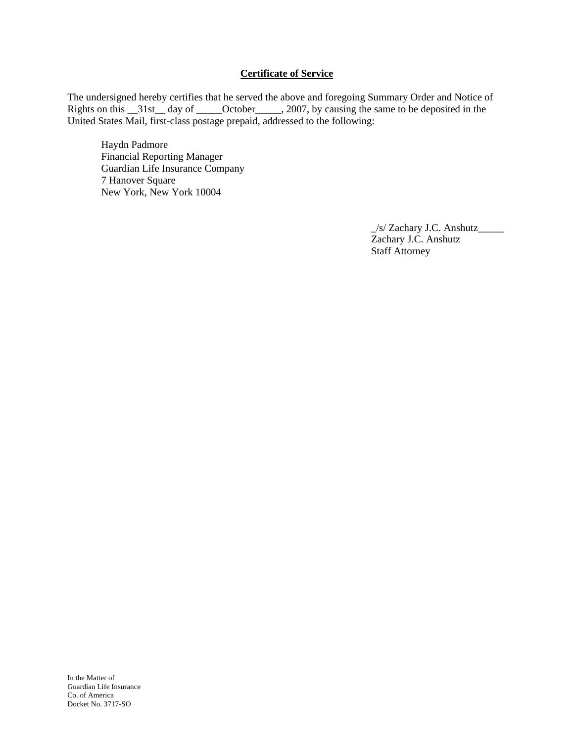**Certificate of Service**

The undersigned hereby certifies that he served the above and foregoing Summary Order and Notice of Rights on this __31st__ day of _____October_____, 2007, by causing the same to be deposited in the United States Mail, first-class postage prepaid, addressed to the following:

Haydn Padmore
Financial Reporting Manager
Guardian Life Insurance Company
7 Hanover Square
New York, New York 10004

_/s/ Zachary J.C. Anshutz_____
Zachary J.C. Anshutz
Staff Attorney

In the Matter of
Guardian Life Insurance
Co. of America
Docket No. 3717-SO